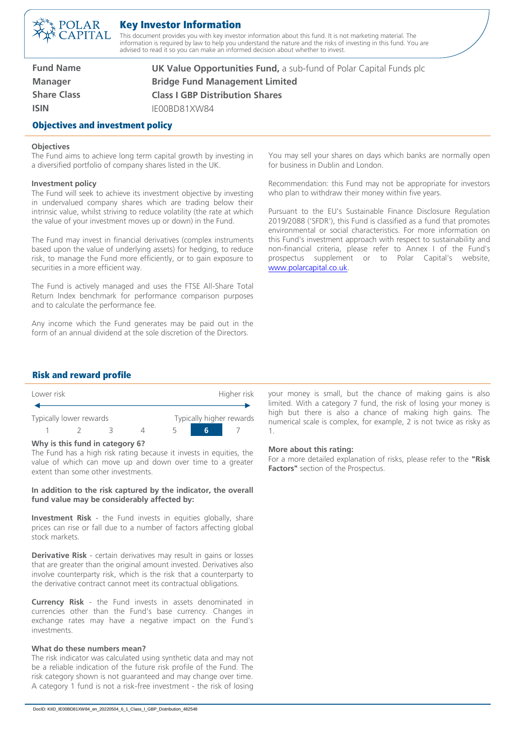# Key Investor Information

This document provides you with key investor information about this fund. It is not marketing material. The information is required by law to help you understand the nature and the risks of investing in this fund. You are advised to read it so you can make an informed decision about whether to invest.

| | |
|---|---|
| **Fund Name** | **UK Value Opportunities Fund,** a sub-fund of Polar Capital Funds plc |
| **Manager** | **Bridge Fund Management Limited** |
| **Share Class** | **Class I GBP Distribution Shares** |
| **ISIN** | IE00BD81XW84 |

## Objectives and investment policy

**Objectives**

The Fund aims to achieve long term capital growth by investing in a diversified portfolio of company shares listed in the UK.

**Investment policy**

The Fund will seek to achieve its investment objective by investing in undervalued company shares which are trading below their intrinsic value, whilst striving to reduce volatility (the rate at which the value of your investment moves up or down) in the Fund.

The Fund may invest in financial derivatives (complex instruments based upon the value of underlying assets) for hedging, to reduce risk, to manage the Fund more efficiently, or to gain exposure to securities in a more efficient way.

The Fund is actively managed and uses the FTSE All-Share Total Return Index benchmark for performance comparison purposes and to calculate the performance fee.

Any income which the Fund generates may be paid out in the form of an annual dividend at the sole discretion of the Directors.

You may sell your shares on days which banks are normally open for business in Dublin and London.

Recommendation: this Fund may not be appropriate for investors who plan to withdraw their money within five years.

Pursuant to the EU's Sustainable Finance Disclosure Regulation 2019/2088 ('SFDR'), this Fund is classified as a fund that promotes environmental or social characteristics. For more information on this Fund's investment approach with respect to sustainability and non-financial criteria, please refer to Annex I of the Fund's prospectus supplement or to Polar Capital's website, www.polarcapital.co.uk.

## Risk and reward profile

| Lower risk | | | | | | Higher risk |
|---|---|---|---|---|---|---|
| Typically lower rewards | | | | | | Typically higher rewards |
| 1 | 2 | 3 | 4 | 5 | **6** | 7 |

**Why is this fund in category 6?**

The Fund has a high risk rating because it invests in equities, the value of which can move up and down over time to a greater extent than some other investments.

**In addition to the risk captured by the indicator, the overall fund value may be considerably affected by:**

**Investment Risk** - the Fund invests in equities globally, share prices can rise or fall due to a number of factors affecting global stock markets.

**Derivative Risk** - certain derivatives may result in gains or losses that are greater than the original amount invested. Derivatives also involve counterparty risk, which is the risk that a counterparty to the derivative contract cannot meet its contractual obligations.

**Currency Risk** - the Fund invests in assets denominated in currencies other than the Fund's base currency. Changes in exchange rates may have a negative impact on the Fund's investments.

**What do these numbers mean?**

The risk indicator was calculated using synthetic data and may not be a reliable indication of the future risk profile of the Fund. The risk category shown is not guaranteed and may change over time. A category 1 fund is not a risk-free investment - the risk of losing your money is small, but the chance of making gains is also limited. With a category 7 fund, the risk of losing your money is high but there is also a chance of making high gains. The numerical scale is complex, for example, 2 is not twice as risky as 1.

**More about this rating:**

For a more detailed explanation of risks, please refer to the **"Risk Factors"** section of the Prospectus.

DocID: KIID_IE00BD81XW84_en_20220504_6_1_Class_I_GBP_Distribution_482548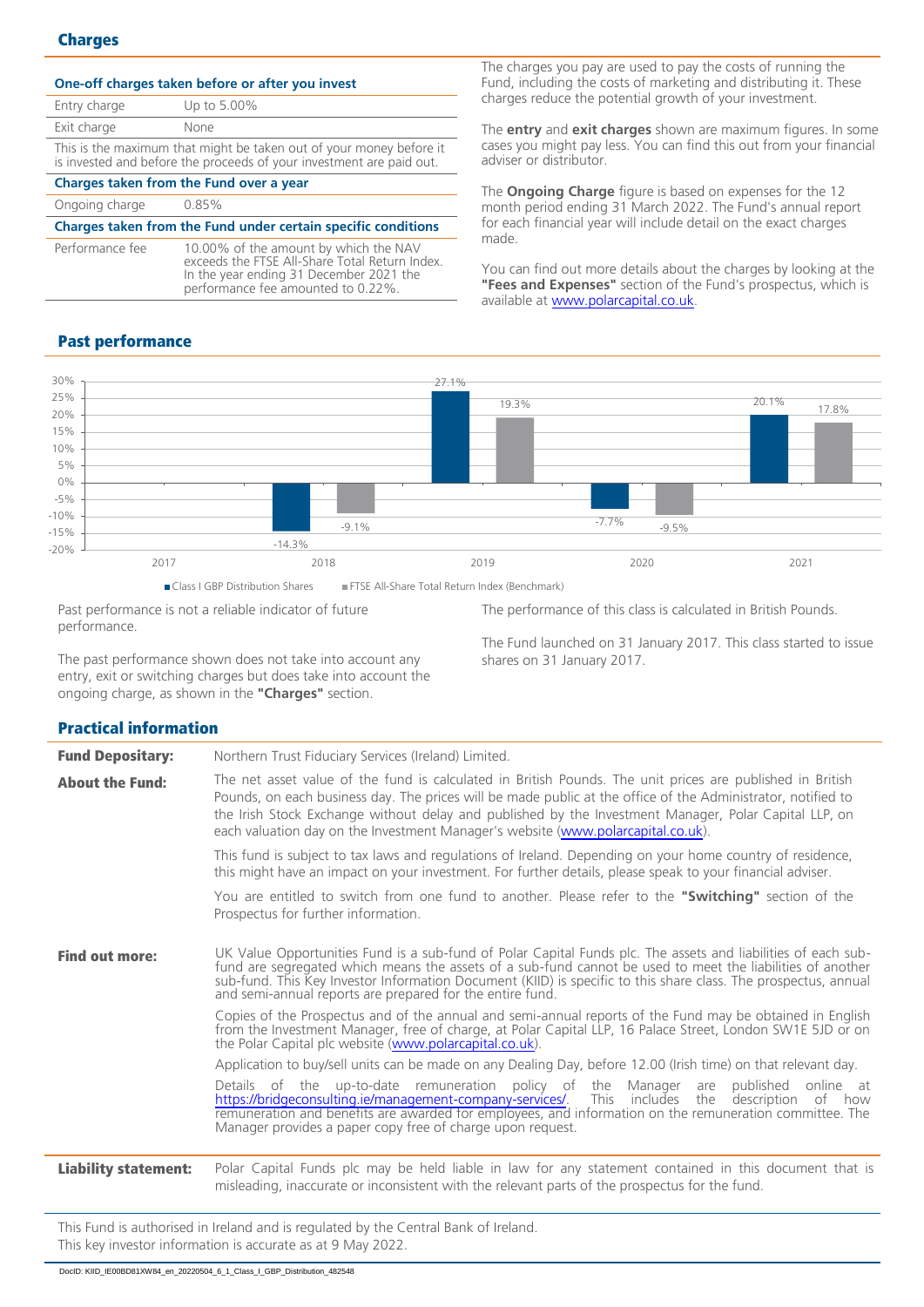## Charges

| One-off charges taken before or after you invest | |
|---|---|
| Entry charge | Up to 5.00% |
| Exit charge | None |
| This is the maximum that might be taken out of your money before it is invested and before the proceeds of your investment are paid out. | |
| **Charges taken from the Fund over a year** | |
| Ongoing charge | 0.85% |
| **Charges taken from the Fund under certain specific conditions** | |
| Performance fee | 10.00% of the amount by which the NAV exceeds the FTSE All-Share Total Return Index. In the year ending 31 December 2021 the performance fee amounted to 0.22%. |

The charges you pay are used to pay the costs of running the Fund, including the costs of marketing and distributing it. These charges reduce the potential growth of your investment.

The **entry** and **exit charges** shown are maximum figures. In some cases you might pay less. You can find this out from your financial adviser or distributor.

The **Ongoing Charge** figure is based on expenses for the 12 month period ending 31 March 2022. The Fund's annual report for each financial year will include detail on the exact charges made.

You can find out more details about the charges by looking at the **"Fees and Expenses"** section of the Fund's prospectus, which is available at www.polarcapital.co.uk.

## Past performance

30%
25%
20%
15%
10%
5%
0%
-5%
-10%
-15%
-20%

2017
2018: -14.3% -9.1%
2019: 27.1% 19.3%
2020: -7.7% -9.5%
2021: 20.1% 17.8%

Class I GBP Distribution Shares
FTSE All-Share Total Return Index (Benchmark)

Past performance is not a reliable indicator of future performance.

The past performance shown does not take into account any entry, exit or switching charges but does take into account the ongoing charge, as shown in the **"Charges"** section.

The performance of this class is calculated in British Pounds.

The Fund launched on 31 January 2017. This class started to issue shares on 31 January 2017.

## Practical information

**Fund Depositary:** Northern Trust Fiduciary Services (Ireland) Limited.

**About the Fund:** The net asset value of the fund is calculated in British Pounds. The unit prices are published in British Pounds, on each business day. The prices will be made public at the office of the Administrator, notified to the Irish Stock Exchange without delay and published by the Investment Manager, Polar Capital LLP, on each valuation day on the Investment Manager's website (www.polarcapital.co.uk).

This fund is subject to tax laws and regulations of Ireland. Depending on your home country of residence, this might have an impact on your investment. For further details, please speak to your financial adviser.

You are entitled to switch from one fund to another. Please refer to the **"Switching"** section of the Prospectus for further information.

**Find out more:** UK Value Opportunities Fund is a sub-fund of Polar Capital Funds plc. The assets and liabilities of each sub-fund are segregated which means the assets of a sub-fund cannot be used to meet the liabilities of another sub-fund. This Key Investor Information Document (KIID) is specific to this share class. The prospectus, annual and semi-annual reports are prepared for the entire fund.

Copies of the Prospectus and of the annual and semi-annual reports of the Fund may be obtained in English from the Investment Manager, free of charge, at Polar Capital LLP, 16 Palace Street, London SW1E 5JD or on the Polar Capital plc website (www.polarcapital.co.uk).

Application to buy/sell units can be made on any Dealing Day, before 12.00 (Irish time) on that relevant day.

Details of the up-to-date remuneration policy of the Manager are published online at https://bridgeconsulting.ie/management-company-services/. This includes the description of how remuneration and benefits are awarded for employees, and information on the remuneration committee. The Manager provides a paper copy free of charge upon request.

**Liability statement:** Polar Capital Funds plc may be held liable in law for any statement contained in this document that is misleading, inaccurate or inconsistent with the relevant parts of the prospectus for the fund.

This Fund is authorised in Ireland and is regulated by the Central Bank of Ireland.
This key investor information is accurate as at 9 May 2022.

DocID: KIID_IE00BD81XW84_en_20220504_6_1_Class_I_GBP_Distribution_482548